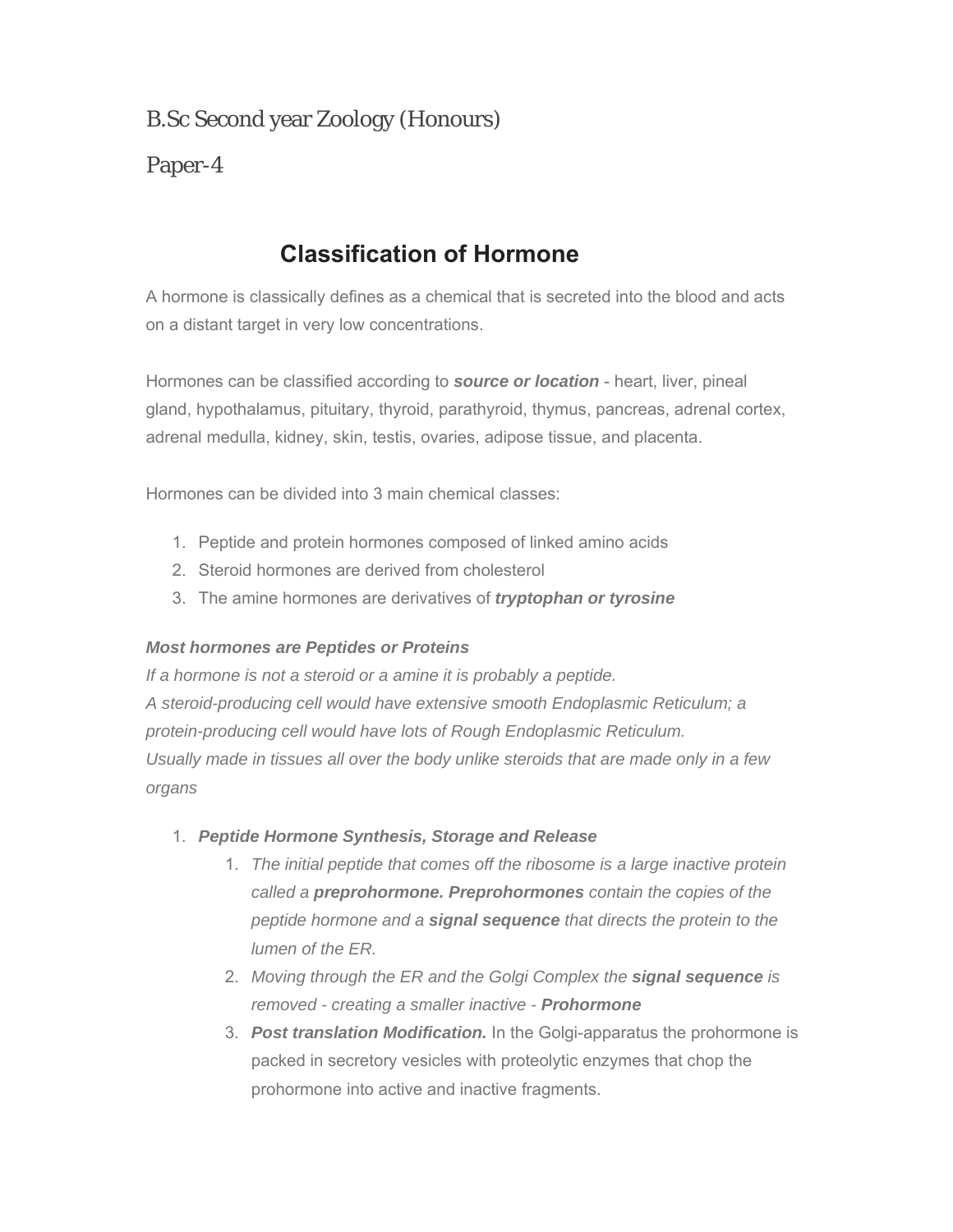B.Sc Second year Zoology (Honours)

Paper-4

# Classification of Hormone

A hormone is classically defines as a chemical that is secreted into the blood and acts on a distant target in very low concentrations.

Hormones can be classified according to ***source or location*** - heart, liver, pineal gland, hypothalamus, pituitary, thyroid, parathyroid, thymus, pancreas, adrenal cortex, adrenal medulla, kidney, skin, testis, ovaries, adipose tissue, and placenta.

Hormones can be divided into 3 main chemical classes:

1. Peptide and protein hormones composed of linked amino acids
2. Steroid hormones are derived from cholesterol
3. The amine hormones are derivatives of ***tryptophan or tyrosine***

***Most hormones are Peptides or Proteins***
*If a hormone is not a steroid or a amine it is probably a peptide.*
*A steroid-producing cell would have extensive smooth Endoplasmic Reticulum; a protein-producing cell would have lots of Rough Endoplasmic Reticulum.*
*Usually made in tissues all over the body unlike steroids that are made only in a few organs*

1. ***Peptide Hormone Synthesis, Storage and Release***
   1. *The initial peptide that comes off the ribosome is a large inactive protein called a* ***preprohormone. Preprohormones*** *contain the copies of the peptide hormone and a* ***signal sequence*** *that directs the protein to the lumen of the ER.*
   2. *Moving through the ER and the Golgi Complex the* ***signal sequence*** *is removed - creating a smaller inactive -* ***Prohormone***
   3. ***Post translation Modification.*** In the Golgi-apparatus the prohormone is packed in secretory vesicles with proteolytic enzymes that chop the prohormone into active and inactive fragments.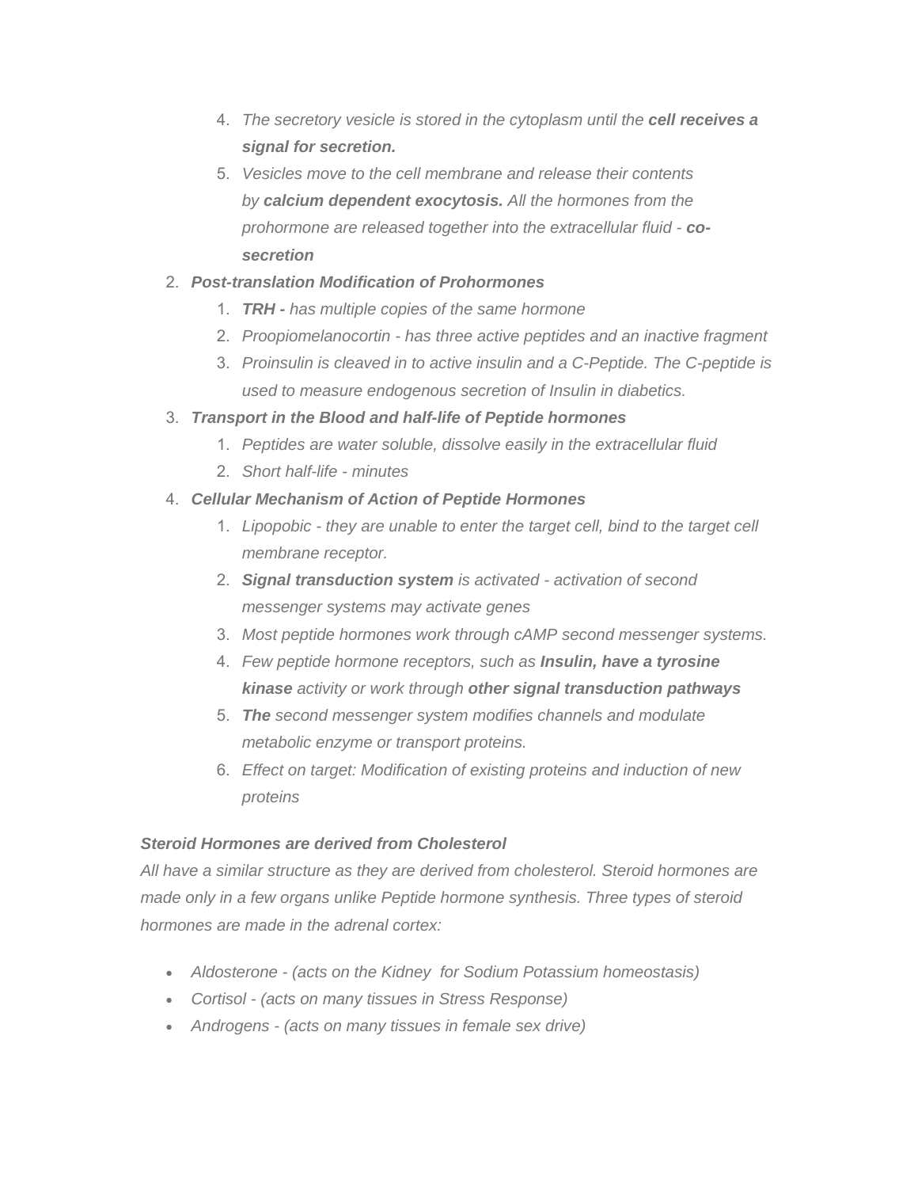4. *The secretory vesicle is stored in the cytoplasm until the **cell receives a signal for secretion.***
5. *Vesicles move to the cell membrane and release their contents by **calcium dependent exocytosis.** All the hormones from the prohormone are released together into the extracellular fluid - **co-secretion***

2. ***Post-translation Modification of Prohormones***
   1. ***TRH -** has multiple copies of the same hormone*
   2. *Proopiomelanocortin - has three active peptides and an inactive fragment*
   3. *Proinsulin is cleaved in to active insulin and a C-Peptide. The C-peptide is used to measure endogenous secretion of Insulin in diabetics.*
3. ***Transport in the Blood and half-life of Peptide hormones***
   1. *Peptides are water soluble, dissolve easily in the extracellular fluid*
   2. *Short half-life - minutes*
4. ***Cellular Mechanism of Action of Peptide Hormones***
   1. *Lipopobic - they are unable to enter the target cell, bind to the target cell membrane receptor.*
   2. ***Signal transduction system** is activated - activation of second messenger systems may activate genes*
   3. *Most peptide hormones work through cAMP second messenger systems.*
   4. *Few peptide hormone receptors, such as **Insulin, have a tyrosine kinase** activity or work through **other signal transduction pathways***
   5. ***The** second messenger system modifies channels and modulate metabolic enzyme or transport proteins.*
   6. *Effect on target: Modification of existing proteins and induction of new proteins*

***Steroid Hormones are derived from Cholesterol***

*All have a similar structure as they are derived from cholesterol. Steroid hormones are made only in a few organs unlike Peptide hormone synthesis. Three types of steroid hormones are made in the adrenal cortex:*

- *Aldosterone - (acts on the Kidney for Sodium Potassium homeostasis)*
- *Cortisol - (acts on many tissues in Stress Response)*
- *Androgens - (acts on many tissues in female sex drive)*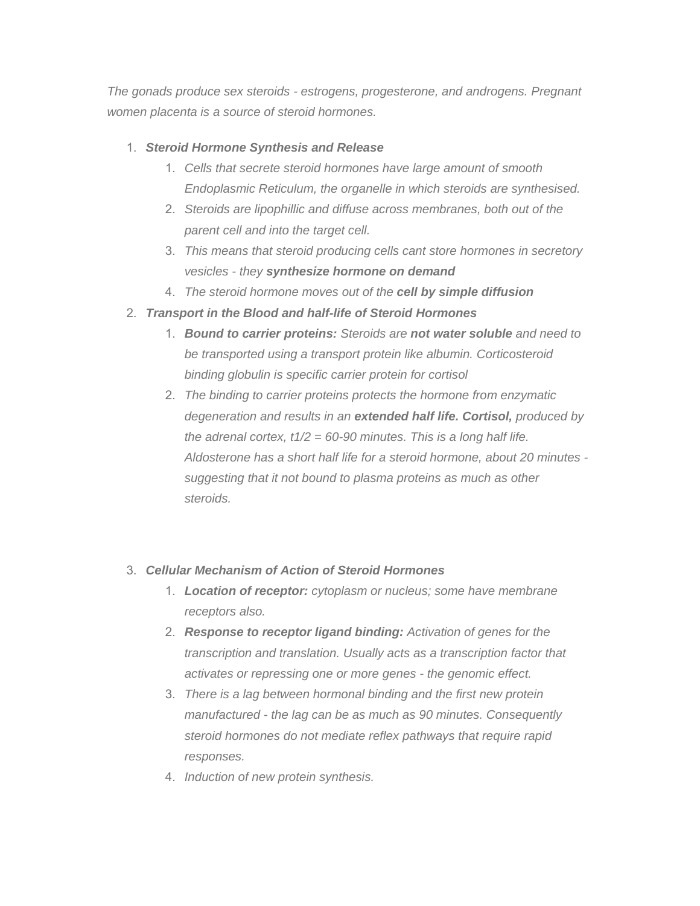*The gonads produce sex steroids - estrogens, progesterone, and androgens. Pregnant women placenta is a source of steroid hormones.*

1. ***Steroid Hormone Synthesis and Release***
   1. *Cells that secrete steroid hormones have large amount of smooth Endoplasmic Reticulum, the organelle in which steroids are synthesised.*
   2. *Steroids are lipophillic and diffuse across membranes, both out of the parent cell and into the target cell.*
   3. *This means that steroid producing cells cant store hormones in secretory vesicles - they **synthesize hormone on demand***
   4. *The steroid hormone moves out of the **cell by simple diffusion***
2. ***Transport in the Blood and half-life of Steroid Hormones***
   1. ***Bound to carrier proteins:** Steroids are **not water soluble** and need to be transported using a transport protein like albumin. Corticosteroid binding globulin is specific carrier protein for cortisol*
   2. *The binding to carrier proteins protects the hormone from enzymatic degeneration and results in an **extended half life. Cortisol,** produced by the adrenal cortex, t1/2 = 60-90 minutes. This is a long half life. Aldosterone has a short half life for a steroid hormone, about 20 minutes - suggesting that it not bound to plasma proteins as much as other steroids.*
3. ***Cellular Mechanism of Action of Steroid Hormones***
   1. ***Location of receptor:** cytoplasm or nucleus; some have membrane receptors also.*
   2. ***Response to receptor ligand binding:** Activation of genes for the transcription and translation. Usually acts as a transcription factor that activates or repressing one or more genes - the genomic effect.*
   3. *There is a lag between hormonal binding and the first new protein manufactured - the lag can be as much as 90 minutes. Consequently steroid hormones do not mediate reflex pathways that require rapid responses.*
   4. *Induction of new protein synthesis.*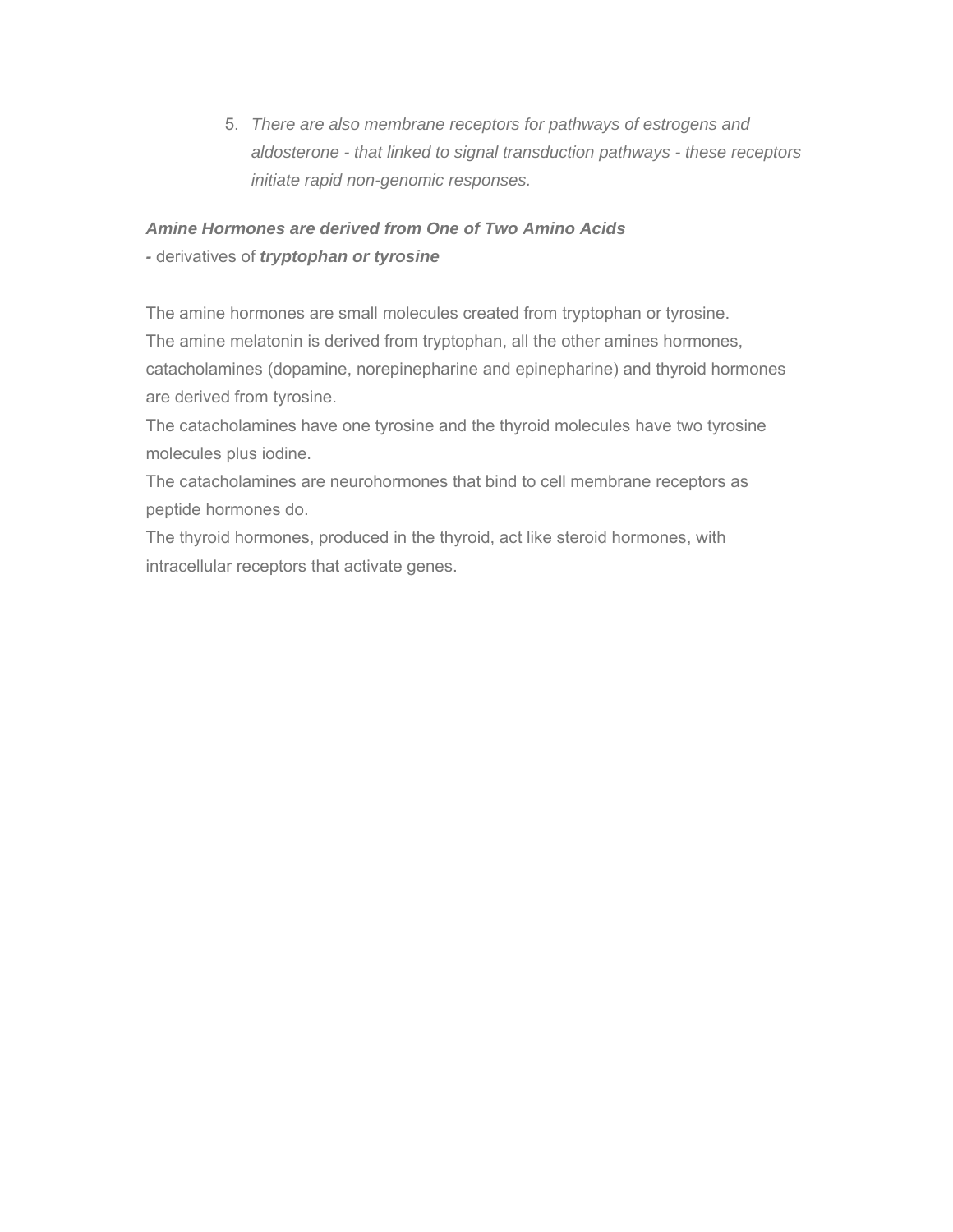5. *There are also membrane receptors for pathways of estrogens and aldosterone - that linked to signal transduction pathways - these receptors initiate rapid non-genomic responses.*

***Amine Hormones are derived from One of Two Amino Acids***
**-** derivatives of ***tryptophan or tyrosine***

The amine hormones are small molecules created from tryptophan or tyrosine.
The amine melatonin is derived from tryptophan, all the other amines hormones, catacholamines (dopamine, norepinepharine and epinepharine) and thyroid hormones are derived from tyrosine.
The catacholamines have one tyrosine and the thyroid molecules have two tyrosine molecules plus iodine.
The catacholamines are neurohormones that bind to cell membrane receptors as peptide hormones do.
The thyroid hormones, produced in the thyroid, act like steroid hormones, with intracellular receptors that activate genes.